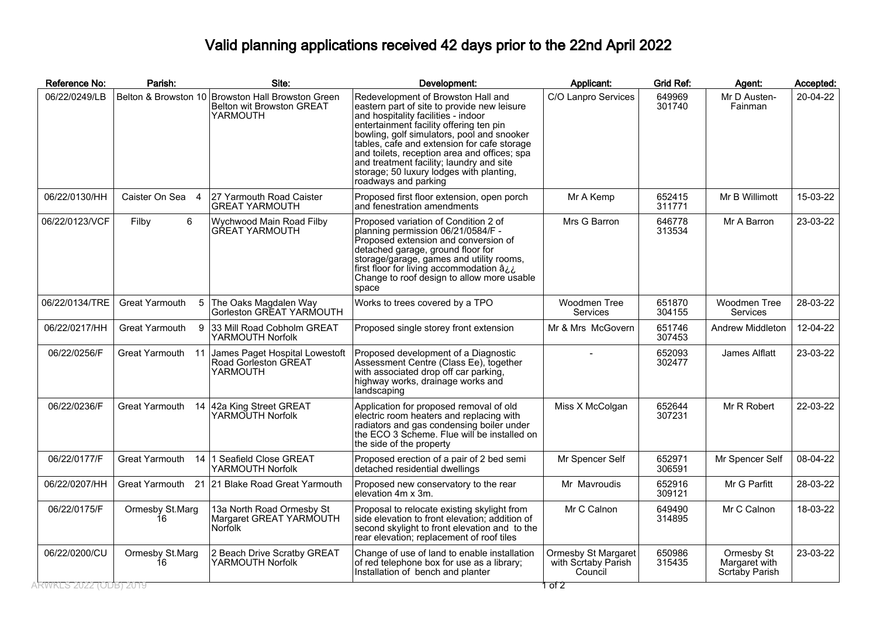# Valid planning applications received 42 days prior to the 22nd April 2022

| Reference No: | Parish: | Site: | Development: | Applicant: | Grid Ref: | Agent: | Accepted: |
|---|---|---|---|---|---|---|---|
| 06/22/0249/LB | Belton & Browston 10 | Browston Hall Browston Green Belton wit Browston GREAT YARMOUTH | Redevelopment of Browston Hall and eastern part of site to provide new leisure and hospitality facilities - indoor entertainment facility offering ten pin bowling, golf simulators, pool and snooker tables, cafe and extension for cafe storage and toilets, reception area and offices; spa and treatment facility; laundry and site storage; 50 luxury lodges with planting, roadways and parking | C/O Lanpro Services | 649969 301740 | Mr D Austen-Fainman | 20-04-22 |
| 06/22/0130/HH | Caister On Sea 4 | 27 Yarmouth Road Caister GREAT YARMOUTH | Proposed first floor extension, open porch and fenestration amendments | Mr A Kemp | 652415 311771 | Mr B Willimott | 15-03-22 |
| 06/22/0123/VCF | Filby 6 | Wychwood Main Road Filby GREAT YARMOUTH | Proposed variation of Condition 2 of planning permission 06/21/0584/F - Proposed extension and conversion of detached garage, ground floor for storage/garage, games and utility rooms, first floor for living accommodation â¿¿ Change to roof design to allow more usable space | Mrs G Barron | 646778 313534 | Mr A Barron | 23-03-22 |
| 06/22/0134/TRE | Great Yarmouth 5 | The Oaks Magdalen Way Gorleston GREAT YARMOUTH | Works to trees covered by a TPO | Woodmen Tree Services | 651870 304155 | Woodmen Tree Services | 28-03-22 |
| 06/22/0217/HH | Great Yarmouth 9 | 33 Mill Road Cobholm GREAT YARMOUTH Norfolk | Proposed single storey front extension | Mr & Mrs McGovern | 651746 307453 | Andrew Middleton | 12-04-22 |
| 06/22/0256/F | Great Yarmouth 11 | James Paget Hospital Lowestoft Road Gorleston GREAT YARMOUTH | Proposed development of a Diagnostic Assessment Centre (Class Ee), together with associated drop off car parking, highway works, drainage works and landscaping | - | 652093 302477 | James Alflatt | 23-03-22 |
| 06/22/0236/F | Great Yarmouth 14 | 42a King Street GREAT YARMOUTH Norfolk | Application for proposed removal of old electric room heaters and replacing with radiators and gas condensing boiler under the ECO 3 Scheme. Flue will be installed on the side of the property | Miss X McColgan | 652644 307231 | Mr R Robert | 22-03-22 |
| 06/22/0177/F | Great Yarmouth 14 | 1 Seafield Close GREAT YARMOUTH Norfolk | Proposed erection of a pair of 2 bed semi detached residential dwellings | Mr Spencer Self | 652971 306591 | Mr Spencer Self | 08-04-22 |
| 06/22/0207/HH | Great Yarmouth 21 | 21 Blake Road Great Yarmouth | Proposed new conservatory to the rear elevation 4m x 3m. | Mr Mavroudis | 652916 309121 | Mr G Parfitt | 28-03-22 |
| 06/22/0175/F | Ormesby St.Marg 16 | 13a North Road Ormesby St Margaret GREAT YARMOUTH Norfolk | Proposal to relocate existing skylight from side elevation to front elevation; addition of second skylight to front elevation and to the rear elevation; replacement of roof tiles | Mr C Calnon | 649490 314895 | Mr C Calnon | 18-03-22 |
| 06/22/0200/CU | Ormesby St.Marg 16 | 2 Beach Drive Scratby GREAT YARMOUTH Norfolk | Change of use of land to enable installation of red telephone box for use as a library; Installation of bench and planter | Ormesby St Margaret with Scrtaby Parish Council | 650986 315435 | Ormesby St Margaret with Scrtaby Parish | 23-03-22 |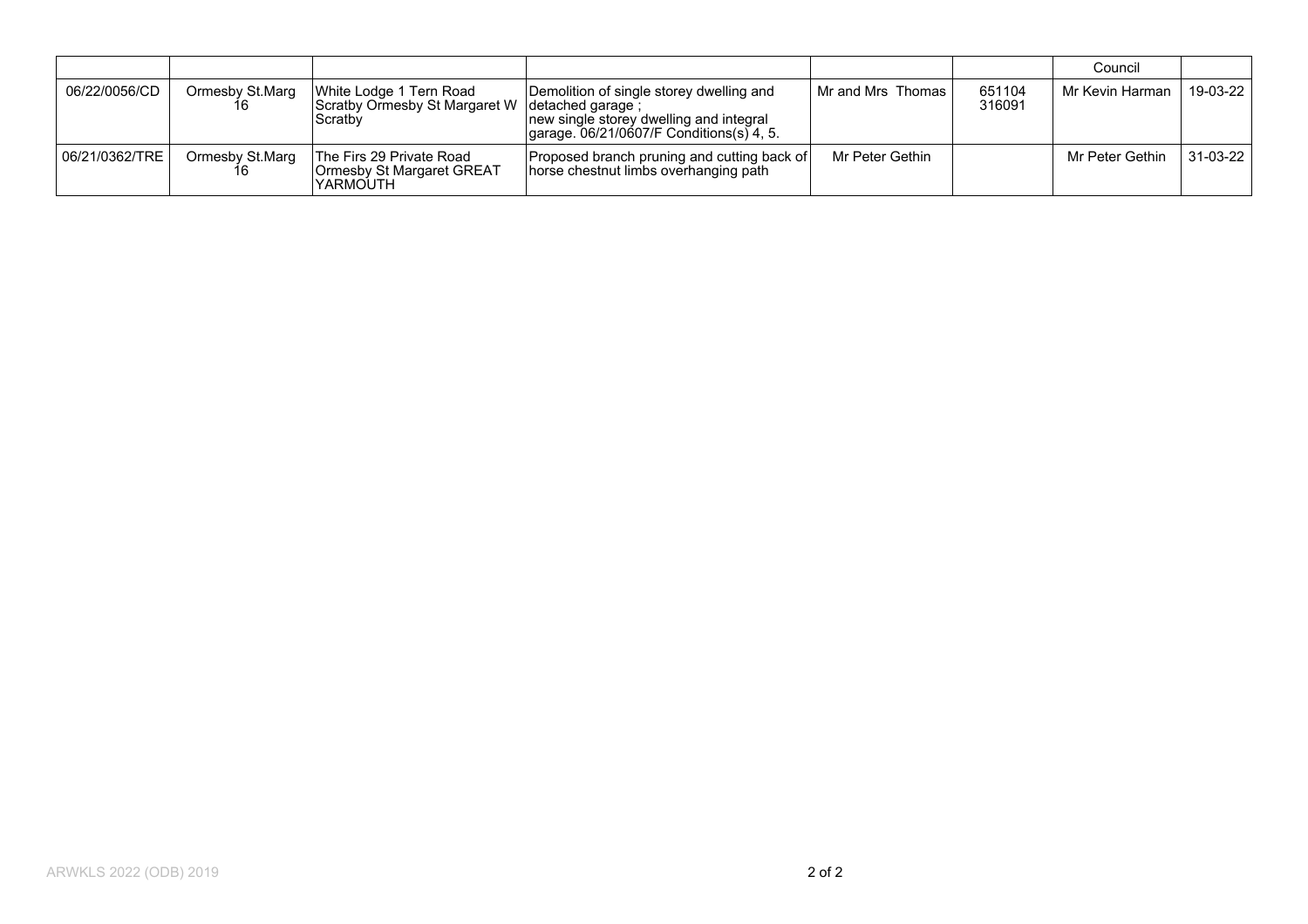| | | | | | | | |
|---|---|---|---|---|---|---|---|
| | | | | | | Council | |
| 06/22/0056/CD | Ormesby St.Marg 16 | White Lodge 1 Tern Road Scratby Ormesby St Margaret W Scratby | Demolition of single storey dwelling and detached garage ; new single storey dwelling and integral garage. 06/21/0607/F Conditions(s) 4, 5. | Mr and Mrs Thomas | 651104 316091 | Mr Kevin Harman | 19-03-22 |
| 06/21/0362/TRE | Ormesby St.Marg 16 | The Firs 29 Private Road Ormesby St Margaret GREAT YARMOUTH | Proposed branch pruning and cutting back of horse chestnut limbs overhanging path | Mr Peter Gethin | | Mr Peter Gethin | 31-03-22 |

ARWKLS 2022 (ODB) 2019